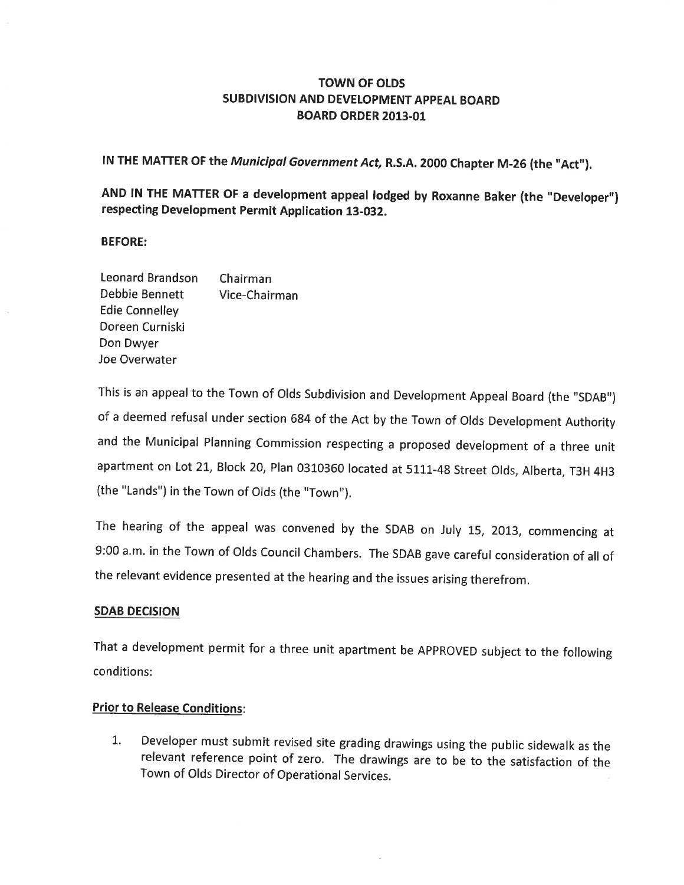# TOWN OF OLDS
## SUBDIVISION AND DEVELOPMENT APPEAL BOARD
## BOARD ORDER 2013-01

**IN THE MATTER OF the *Municipal Government Act,* R.S.A. 2000 Chapter M-26 (the "Act").**

**AND IN THE MATTER OF a development appeal lodged by Roxanne Baker (the "Developer") respecting Development Permit Application 13-032.**

**BEFORE:**

Leonard Brandson Chairman
Debbie Bennett Vice-Chairman
Edie Connelley
Doreen Curniski
Don Dwyer
Joe Overwater

This is an appeal to the Town of Olds Subdivision and Development Appeal Board (the "SDAB") of a deemed refusal under section 684 of the Act by the Town of Olds Development Authority and the Municipal Planning Commission respecting a proposed development of a three unit apartment on Lot 21, Block 20, Plan 0310360 located at 5111-48 Street Olds, Alberta, T3H 4H3 (the "Lands") in the Town of Olds (the "Town").

The hearing of the appeal was convened by the SDAB on July 15, 2013, commencing at 9:00 a.m. in the Town of Olds Council Chambers. The SDAB gave careful consideration of all of the relevant evidence presented at the hearing and the issues arising therefrom.

**SDAB DECISION**

That a development permit for a three unit apartment be APPROVED subject to the following conditions:

**Prior to Release Conditions**:

1. Developer must submit revised site grading drawings using the public sidewalk as the relevant reference point of zero. The drawings are to be to the satisfaction of the Town of Olds Director of Operational Services.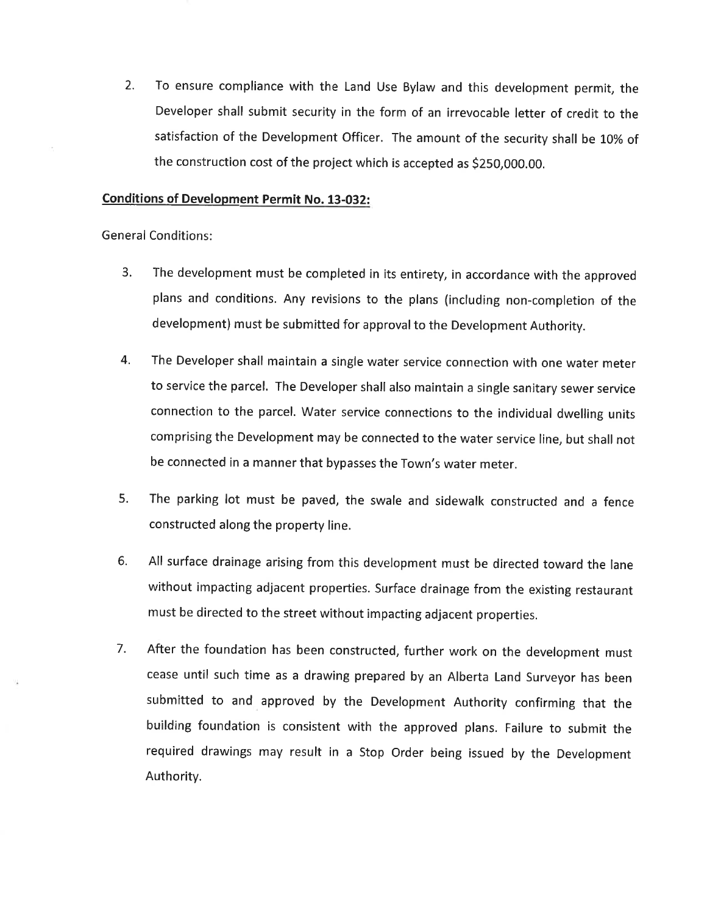2. To ensure compliance with the Land Use Bylaw and this development permit, the Developer shall submit security in the form of an irrevocable letter of credit to the satisfaction of the Development Officer. The amount of the security shall be 10% of the construction cost of the project which is accepted as $250,000.00.

**Conditions of Development Permit No. 13-032:**

General Conditions:

3. The development must be completed in its entirety, in accordance with the approved plans and conditions. Any revisions to the plans (including non-completion of the development) must be submitted for approval to the Development Authority.

4. The Developer shall maintain a single water service connection with one water meter to service the parcel. The Developer shall also maintain a single sanitary sewer service connection to the parcel. Water service connections to the individual dwelling units comprising the Development may be connected to the water service line, but shall not be connected in a manner that bypasses the Town's water meter.

5. The parking lot must be paved, the swale and sidewalk constructed and a fence constructed along the property line.

6. All surface drainage arising from this development must be directed toward the lane without impacting adjacent properties. Surface drainage from the existing restaurant must be directed to the street without impacting adjacent properties.

7. After the foundation has been constructed, further work on the development must cease until such time as a drawing prepared by an Alberta Land Surveyor has been submitted to and approved by the Development Authority confirming that the building foundation is consistent with the approved plans. Failure to submit the required drawings may result in a Stop Order being issued by the Development Authority.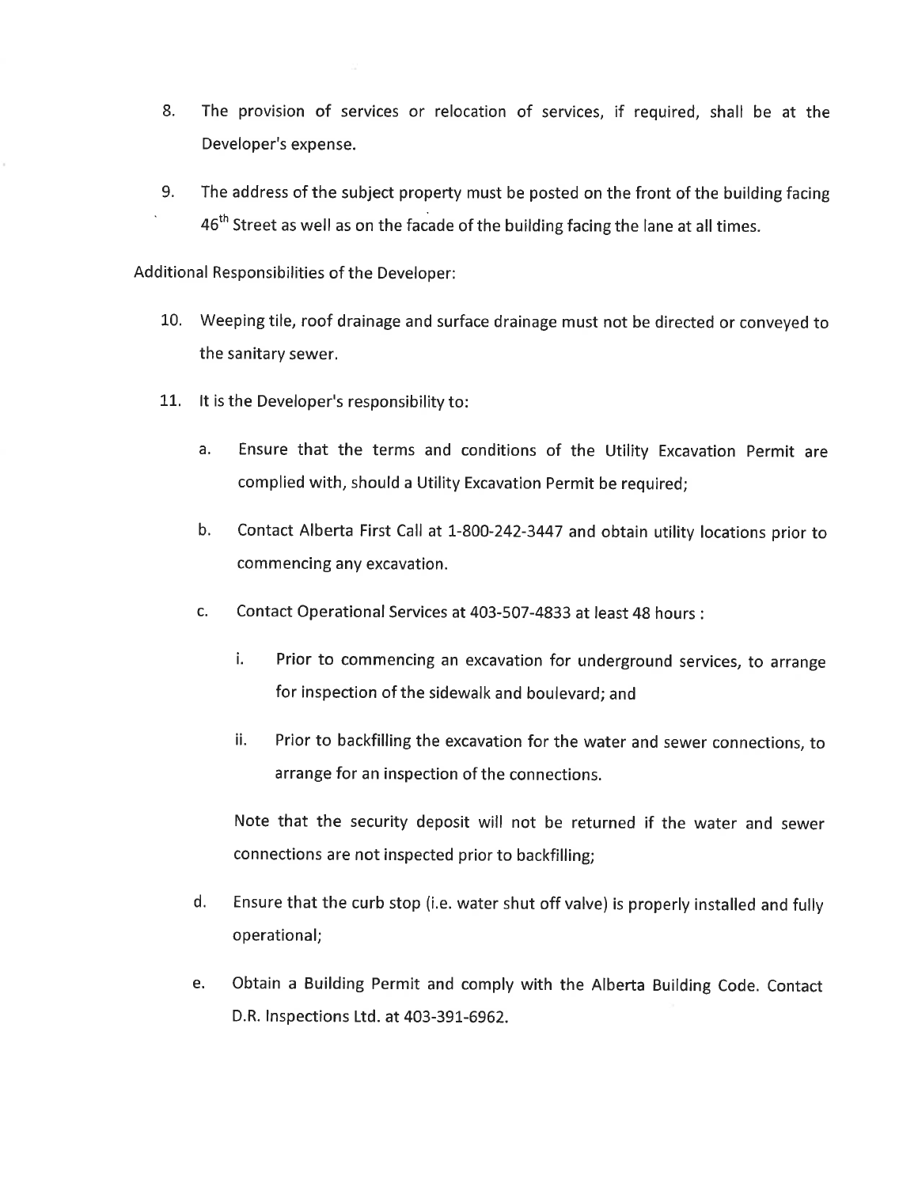8. The provision of services or relocation of services, if required, shall be at the Developer's expense.

9. The address of the subject property must be posted on the front of the building facing 46th Street as well as on the facade of the building facing the lane at all times.

Additional Responsibilities of the Developer:

10. Weeping tile, roof drainage and surface drainage must not be directed or conveyed to the sanitary sewer.

11. It is the Developer's responsibility to:

    a. Ensure that the terms and conditions of the Utility Excavation Permit are complied with, should a Utility Excavation Permit be required;

    b. Contact Alberta First Call at 1-800-242-3447 and obtain utility locations prior to commencing any excavation.

    c. Contact Operational Services at 403-507-4833 at least 48 hours :

        i. Prior to commencing an excavation for underground services, to arrange for inspection of the sidewalk and boulevard; and

        ii. Prior to backfilling the excavation for the water and sewer connections, to arrange for an inspection of the connections.

        Note that the security deposit will not be returned if the water and sewer connections are not inspected prior to backfilling;

    d. Ensure that the curb stop (i.e. water shut off valve) is properly installed and fully operational;

    e. Obtain a Building Permit and comply with the Alberta Building Code. Contact D.R. Inspections Ltd. at 403-391-6962.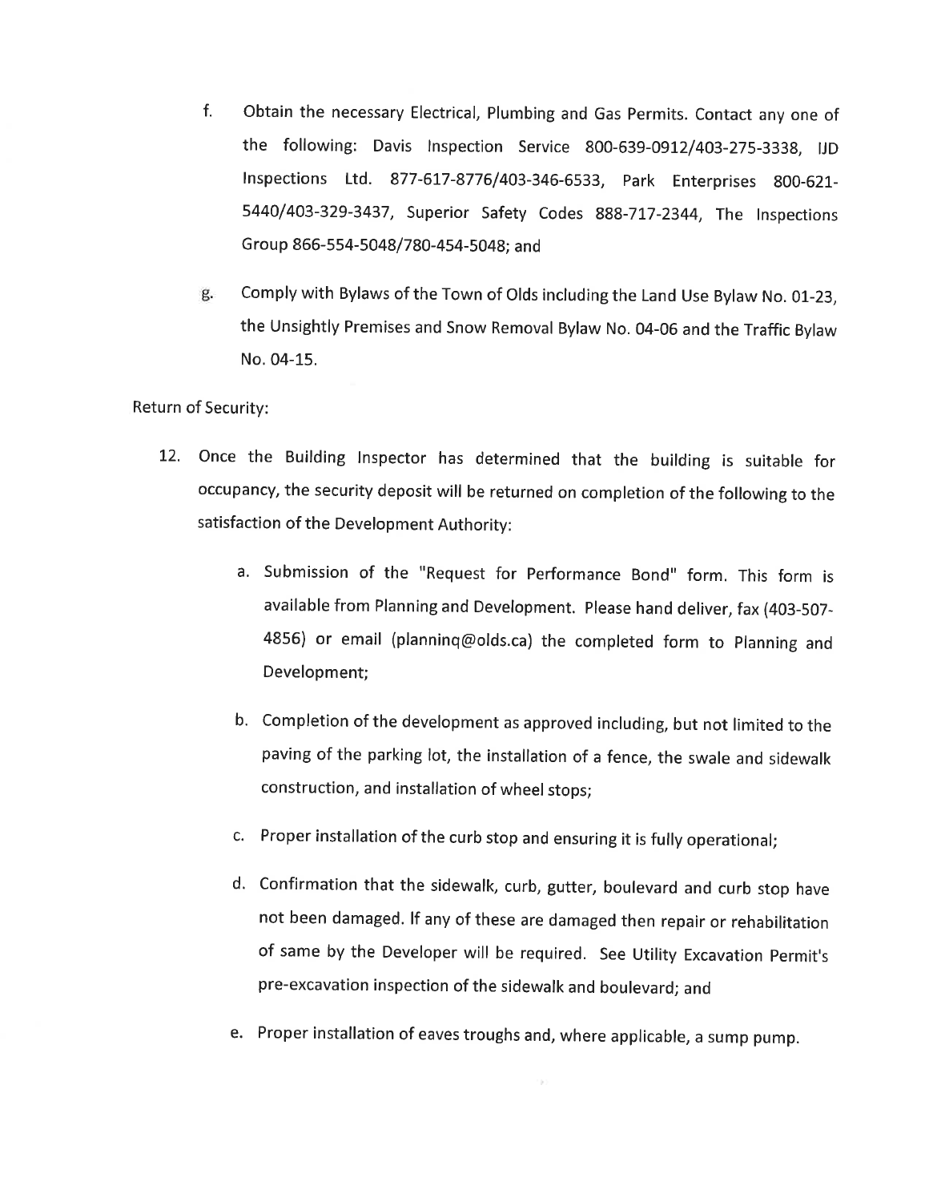f. Obtain the necessary Electrical, Plumbing and Gas Permits. Contact any one of the following: Davis Inspection Service 800-639-0912/403-275-3338, IJD Inspections Ltd. 877-617-8776/403-346-6533, Park Enterprises 800-621-5440/403-329-3437, Superior Safety Codes 888-717-2344, The Inspections Group 866-554-5048/780-454-5048; and

g. Comply with Bylaws of the Town of Olds including the Land Use Bylaw No. 01-23, the Unsightly Premises and Snow Removal Bylaw No. 04-06 and the Traffic Bylaw No. 04-15.

Return of Security:

12. Once the Building Inspector has determined that the building is suitable for occupancy, the security deposit will be returned on completion of the following to the satisfaction of the Development Authority:

    a. Submission of the "Request for Performance Bond" form. This form is available from Planning and Development. Please hand deliver, fax (403-507-4856) or email (planninq@olds.ca) the completed form to Planning and Development;

    b. Completion of the development as approved including, but not limited to the paving of the parking lot, the installation of a fence, the swale and sidewalk construction, and installation of wheel stops;

    c. Proper installation of the curb stop and ensuring it is fully operational;

    d. Confirmation that the sidewalk, curb, gutter, boulevard and curb stop have not been damaged. If any of these are damaged then repair or rehabilitation of same by the Developer will be required. See Utility Excavation Permit's pre-excavation inspection of the sidewalk and boulevard; and

    e. Proper installation of eaves troughs and, where applicable, a sump pump.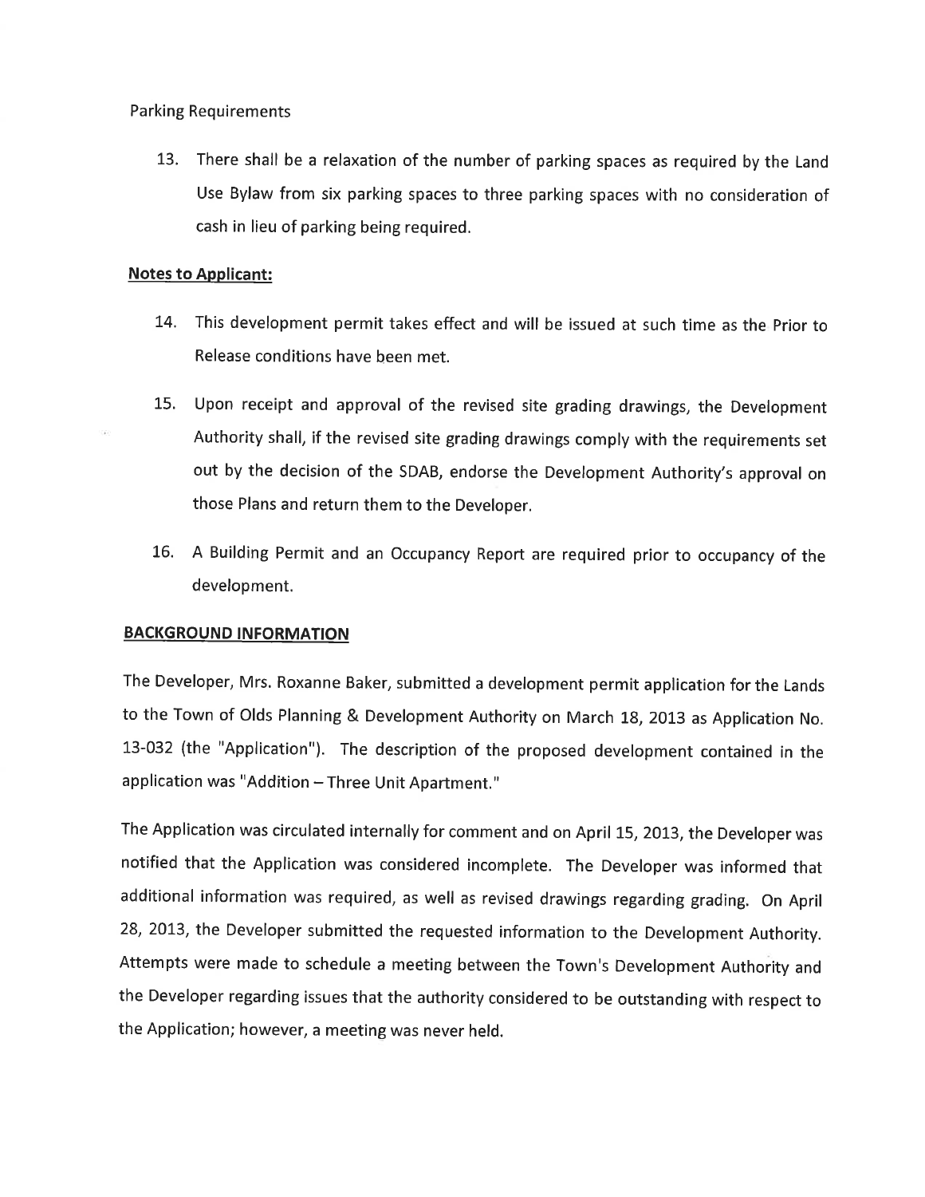Parking Requirements

13. There shall be a relaxation of the number of parking spaces as required by the Land Use Bylaw from six parking spaces to three parking spaces with no consideration of cash in lieu of parking being required.

**Notes to Applicant:**

14. This development permit takes effect and will be issued at such time as the Prior to Release conditions have been met.

15. Upon receipt and approval of the revised site grading drawings, the Development Authority shall, if the revised site grading drawings comply with the requirements set out by the decision of the SDAB, endorse the Development Authority's approval on those Plans and return them to the Developer.

16. A Building Permit and an Occupancy Report are required prior to occupancy of the development.

**BACKGROUND INFORMATION**

The Developer, Mrs. Roxanne Baker, submitted a development permit application for the Lands to the Town of Olds Planning & Development Authority on March 18, 2013 as Application No. 13-032 (the "Application"). The description of the proposed development contained in the application was "Addition – Three Unit Apartment."

The Application was circulated internally for comment and on April 15, 2013, the Developer was notified that the Application was considered incomplete. The Developer was informed that additional information was required, as well as revised drawings regarding grading. On April 28, 2013, the Developer submitted the requested information to the Development Authority. Attempts were made to schedule a meeting between the Town's Development Authority and the Developer regarding issues that the authority considered to be outstanding with respect to the Application; however, a meeting was never held.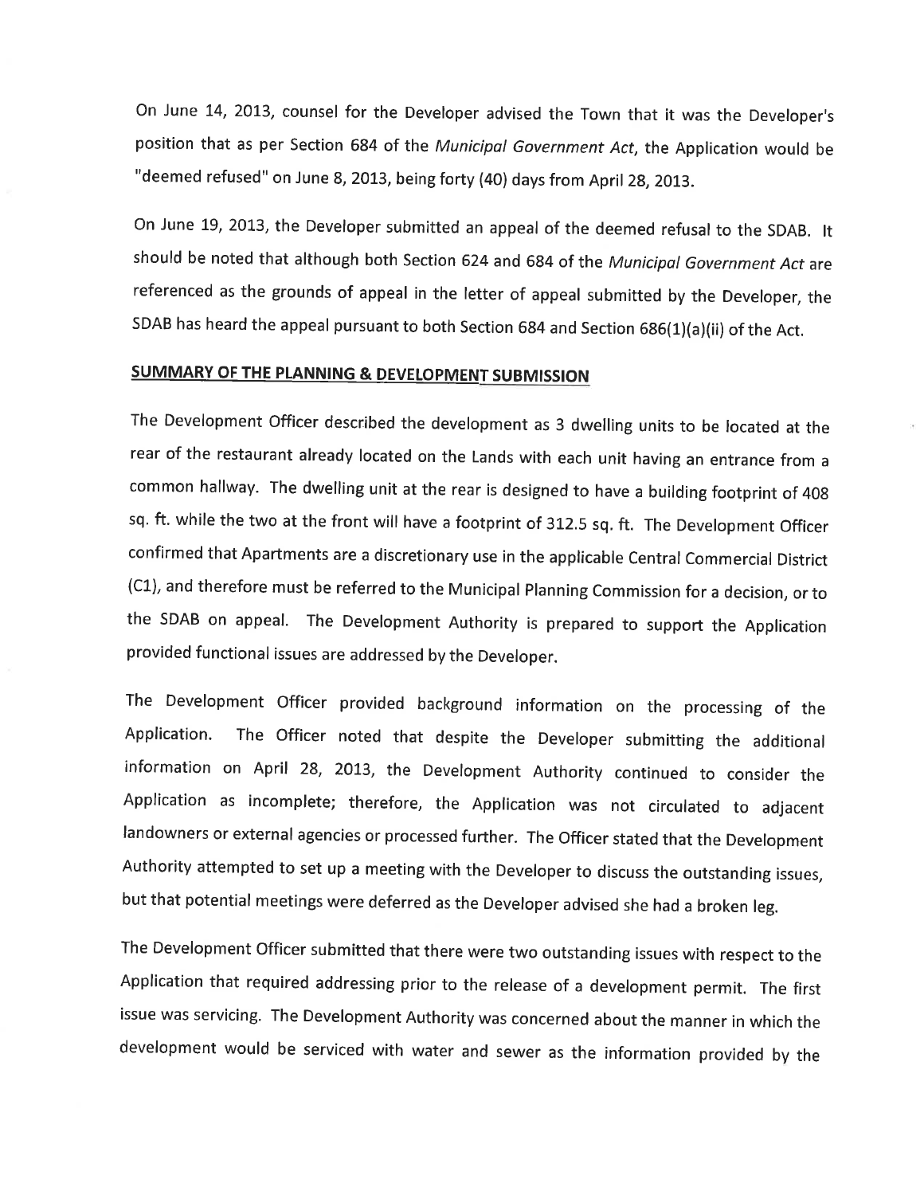On June 14, 2013, counsel for the Developer advised the Town that it was the Developer's position that as per Section 684 of the *Municipal Government Act*, the Application would be "deemed refused" on June 8, 2013, being forty (40) days from April 28, 2013.

On June 19, 2013, the Developer submitted an appeal of the deemed refusal to the SDAB. It should be noted that although both Section 624 and 684 of the *Municipal Government Act* are referenced as the grounds of appeal in the letter of appeal submitted by the Developer, the SDAB has heard the appeal pursuant to both Section 684 and Section 686(1)(a)(ii) of the Act.

## SUMMARY OF THE PLANNING & DEVELOPMENT SUBMISSION

The Development Officer described the development as 3 dwelling units to be located at the rear of the restaurant already located on the Lands with each unit having an entrance from a common hallway. The dwelling unit at the rear is designed to have a building footprint of 408 sq. ft. while the two at the front will have a footprint of 312.5 sq. ft. The Development Officer confirmed that Apartments are a discretionary use in the applicable Central Commercial District (C1), and therefore must be referred to the Municipal Planning Commission for a decision, or to the SDAB on appeal. The Development Authority is prepared to support the Application provided functional issues are addressed by the Developer.

The Development Officer provided background information on the processing of the Application. The Officer noted that despite the Developer submitting the additional information on April 28, 2013, the Development Authority continued to consider the Application as incomplete; therefore, the Application was not circulated to adjacent landowners or external agencies or processed further. The Officer stated that the Development Authority attempted to set up a meeting with the Developer to discuss the outstanding issues, but that potential meetings were deferred as the Developer advised she had a broken leg.

The Development Officer submitted that there were two outstanding issues with respect to the Application that required addressing prior to the release of a development permit. The first issue was servicing. The Development Authority was concerned about the manner in which the development would be serviced with water and sewer as the information provided by the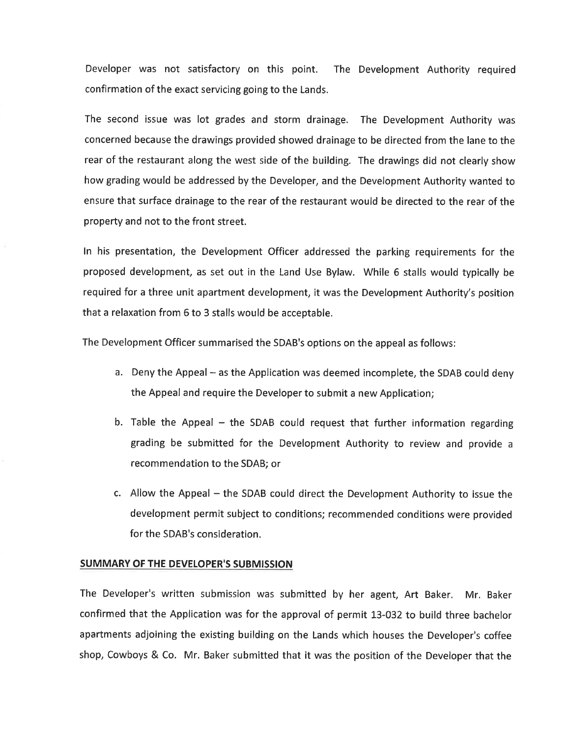Developer was not satisfactory on this point. The Development Authority required confirmation of the exact servicing going to the Lands.

The second issue was lot grades and storm drainage. The Development Authority was concerned because the drawings provided showed drainage to be directed from the lane to the rear of the restaurant along the west side of the building. The drawings did not clearly show how grading would be addressed by the Developer, and the Development Authority wanted to ensure that surface drainage to the rear of the restaurant would be directed to the rear of the property and not to the front street.

In his presentation, the Development Officer addressed the parking requirements for the proposed development, as set out in the Land Use Bylaw. While 6 stalls would typically be required for a three unit apartment development, it was the Development Authority's position that a relaxation from 6 to 3 stalls would be acceptable.

The Development Officer summarised the SDAB's options on the appeal as follows:

a. Deny the Appeal – as the Application was deemed incomplete, the SDAB could deny the Appeal and require the Developer to submit a new Application;

b. Table the Appeal – the SDAB could request that further information regarding grading be submitted for the Development Authority to review and provide a recommendation to the SDAB; or

c. Allow the Appeal – the SDAB could direct the Development Authority to issue the development permit subject to conditions; recommended conditions were provided for the SDAB's consideration.

## SUMMARY OF THE DEVELOPER'S SUBMISSION

The Developer's written submission was submitted by her agent, Art Baker. Mr. Baker confirmed that the Application was for the approval of permit 13-032 to build three bachelor apartments adjoining the existing building on the Lands which houses the Developer's coffee shop, Cowboys & Co. Mr. Baker submitted that it was the position of the Developer that the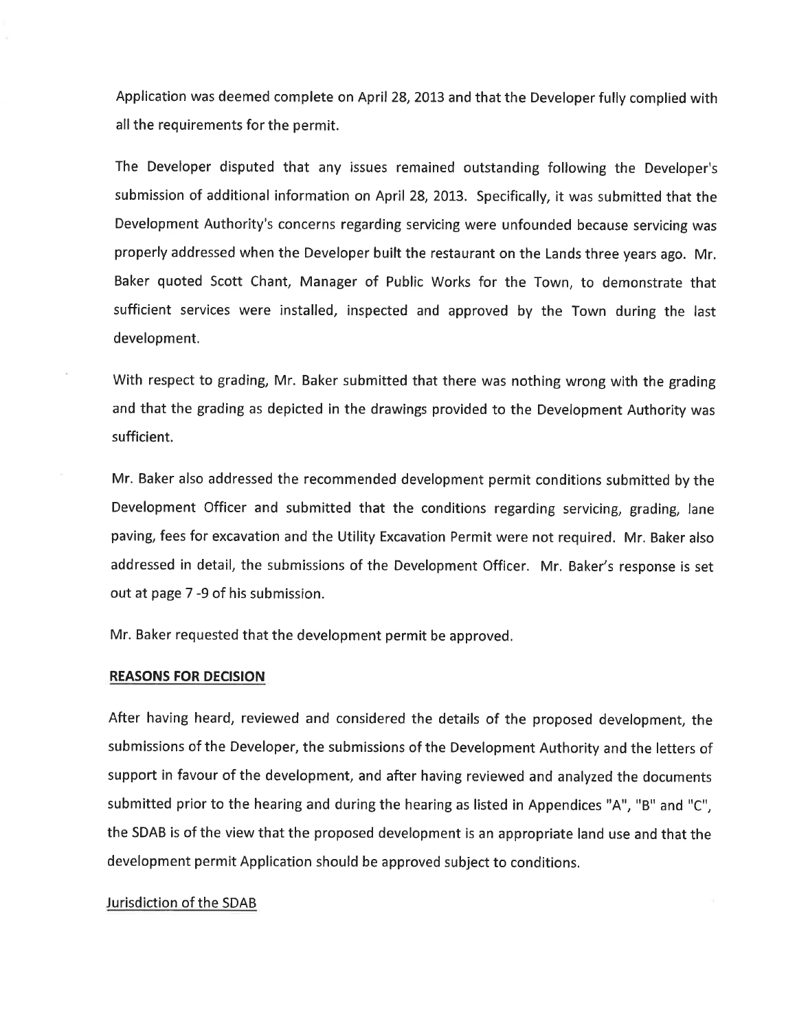Application was deemed complete on April 28, 2013 and that the Developer fully complied with all the requirements for the permit.

The Developer disputed that any issues remained outstanding following the Developer's submission of additional information on April 28, 2013. Specifically, it was submitted that the Development Authority's concerns regarding servicing were unfounded because servicing was properly addressed when the Developer built the restaurant on the Lands three years ago. Mr. Baker quoted Scott Chant, Manager of Public Works for the Town, to demonstrate that sufficient services were installed, inspected and approved by the Town during the last development.

With respect to grading, Mr. Baker submitted that there was nothing wrong with the grading and that the grading as depicted in the drawings provided to the Development Authority was sufficient.

Mr. Baker also addressed the recommended development permit conditions submitted by the Development Officer and submitted that the conditions regarding servicing, grading, lane paving, fees for excavation and the Utility Excavation Permit were not required. Mr. Baker also addressed in detail, the submissions of the Development Officer. Mr. Baker's response is set out at page 7 -9 of his submission.

Mr. Baker requested that the development permit be approved.

**REASONS FOR DECISION**

After having heard, reviewed and considered the details of the proposed development, the submissions of the Developer, the submissions of the Development Authority and the letters of support in favour of the development, and after having reviewed and analyzed the documents submitted prior to the hearing and during the hearing as listed in Appendices "A", "B" and "C", the SDAB is of the view that the proposed development is an appropriate land use and that the development permit Application should be approved subject to conditions.

Jurisdiction of the SDAB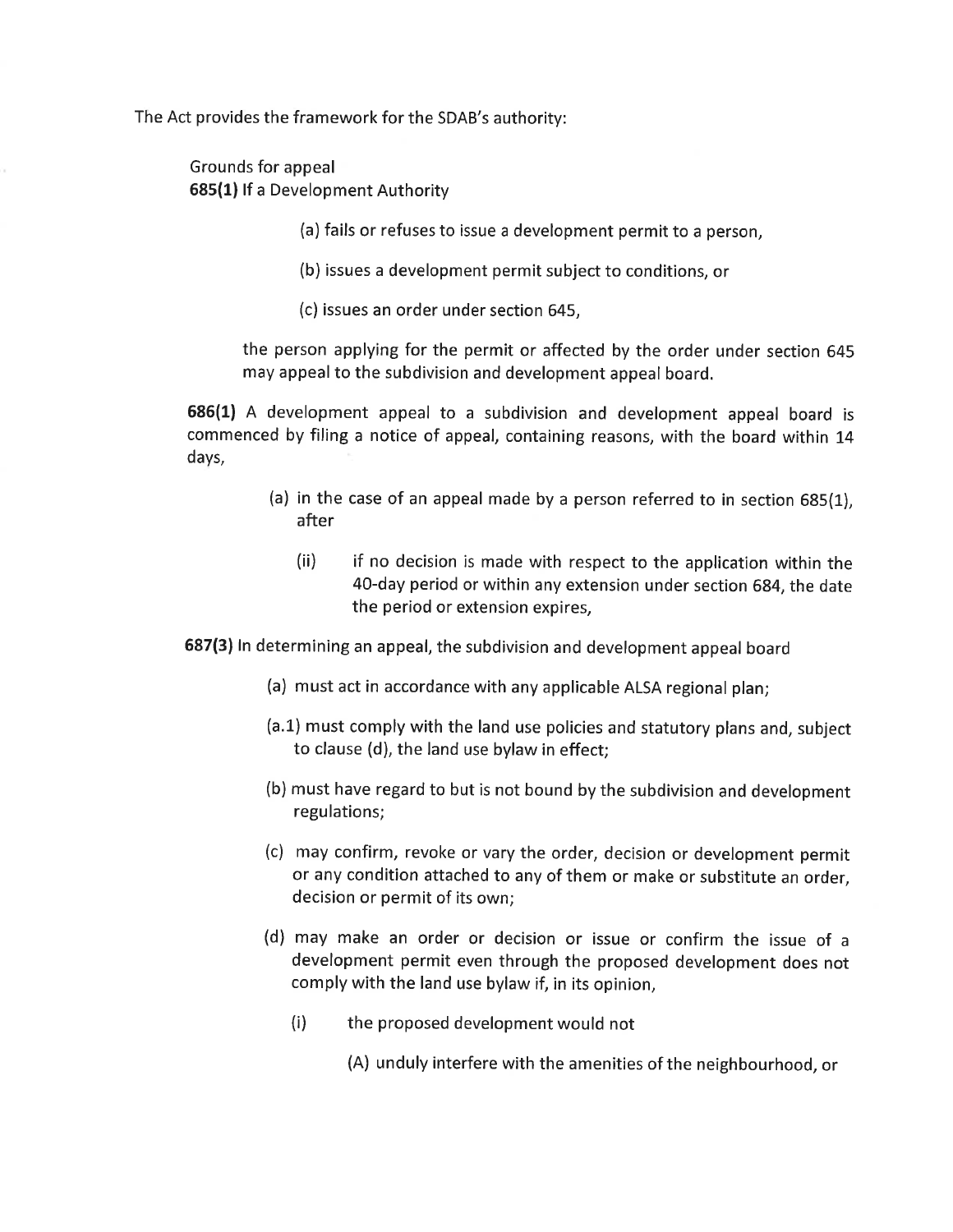The Act provides the framework for the SDAB's authority:

> Grounds for appeal
> **685(1)** If a Development Authority
>
> > (a) fails or refuses to issue a development permit to a person,
> >
> > (b) issues a development permit subject to conditions, or
> >
> > (c) issues an order under section 645,
>
> the person applying for the permit or affected by the order under section 645 may appeal to the subdivision and development appeal board.
>
> **686(1)** A development appeal to a subdivision and development appeal board is commenced by filing a notice of appeal, containing reasons, with the board within 14 days,
>
> > (a) in the case of an appeal made by a person referred to in section 685(1), after
> >
> > > (ii) if no decision is made with respect to the application within the 40-day period or within any extension under section 684, the date the period or extension expires,
>
> **687(3)** In determining an appeal, the subdivision and development appeal board
>
> > (a) must act in accordance with any applicable ALSA regional plan;
> >
> > (a.1) must comply with the land use policies and statutory plans and, subject to clause (d), the land use bylaw in effect;
> >
> > (b) must have regard to but is not bound by the subdivision and development regulations;
> >
> > (c) may confirm, revoke or vary the order, decision or development permit or any condition attached to any of them or make or substitute an order, decision or permit of its own;
> >
> > (d) may make an order or decision or issue or confirm the issue of a development permit even through the proposed development does not comply with the land use bylaw if, in its opinion,
> >
> > > (i) the proposed development would not
> > >
> > > > (A) unduly interfere with the amenities of the neighbourhood, or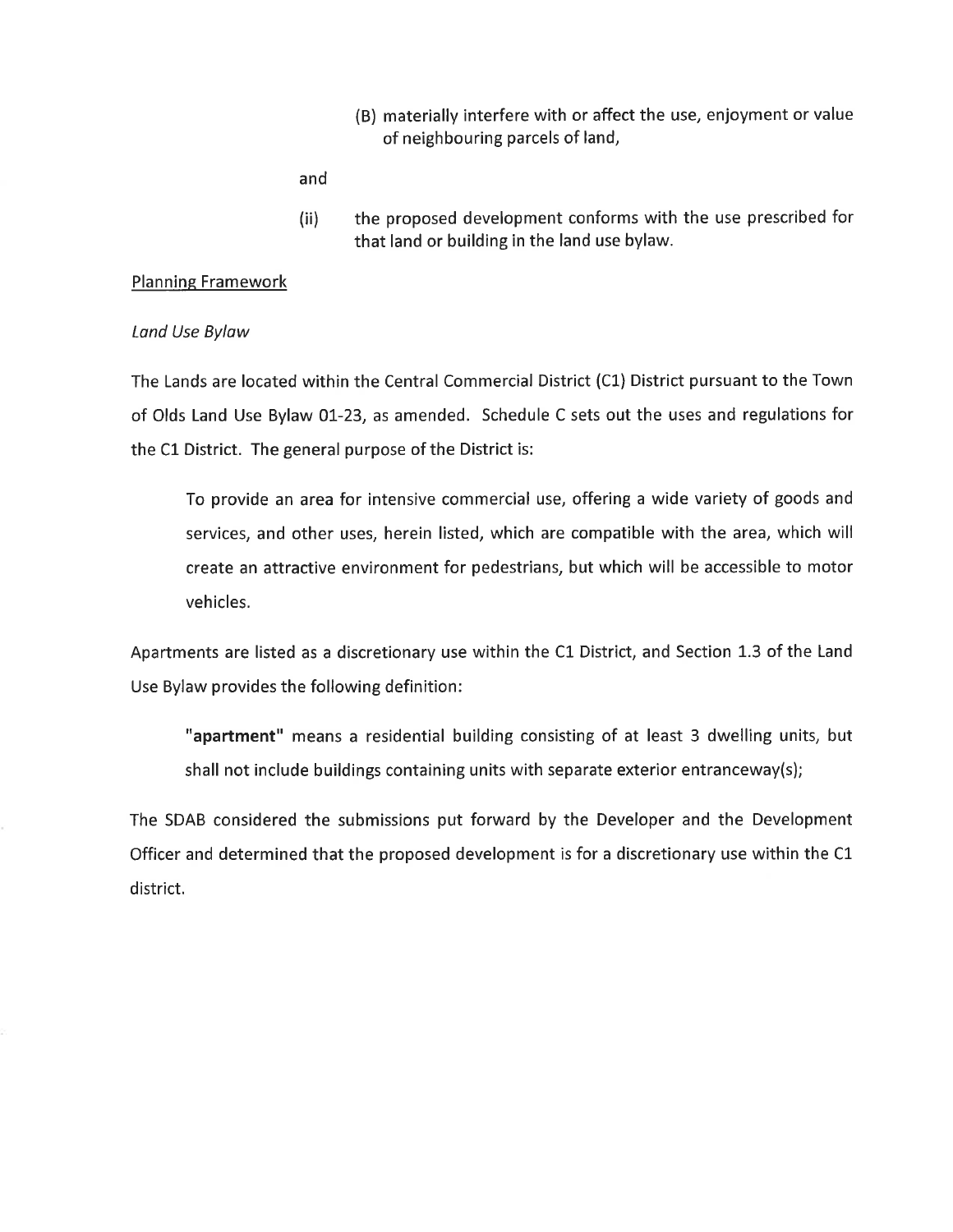(B) materially interfere with or affect the use, enjoyment or value of neighbouring parcels of land,

and

(ii) the proposed development conforms with the use prescribed for that land or building in the land use bylaw.

Planning Framework

*Land Use Bylaw*

The Lands are located within the Central Commercial District (C1) District pursuant to the Town of Olds Land Use Bylaw 01-23, as amended. Schedule C sets out the uses and regulations for the C1 District. The general purpose of the District is:

> To provide an area for intensive commercial use, offering a wide variety of goods and services, and other uses, herein listed, which are compatible with the area, which will create an attractive environment for pedestrians, but which will be accessible to motor vehicles.

Apartments are listed as a discretionary use within the C1 District, and Section 1.3 of the Land Use Bylaw provides the following definition:

> **"apartment"** means a residential building consisting of at least 3 dwelling units, but shall not include buildings containing units with separate exterior entranceway(s);

The SDAB considered the submissions put forward by the Developer and the Development Officer and determined that the proposed development is for a discretionary use within the C1 district.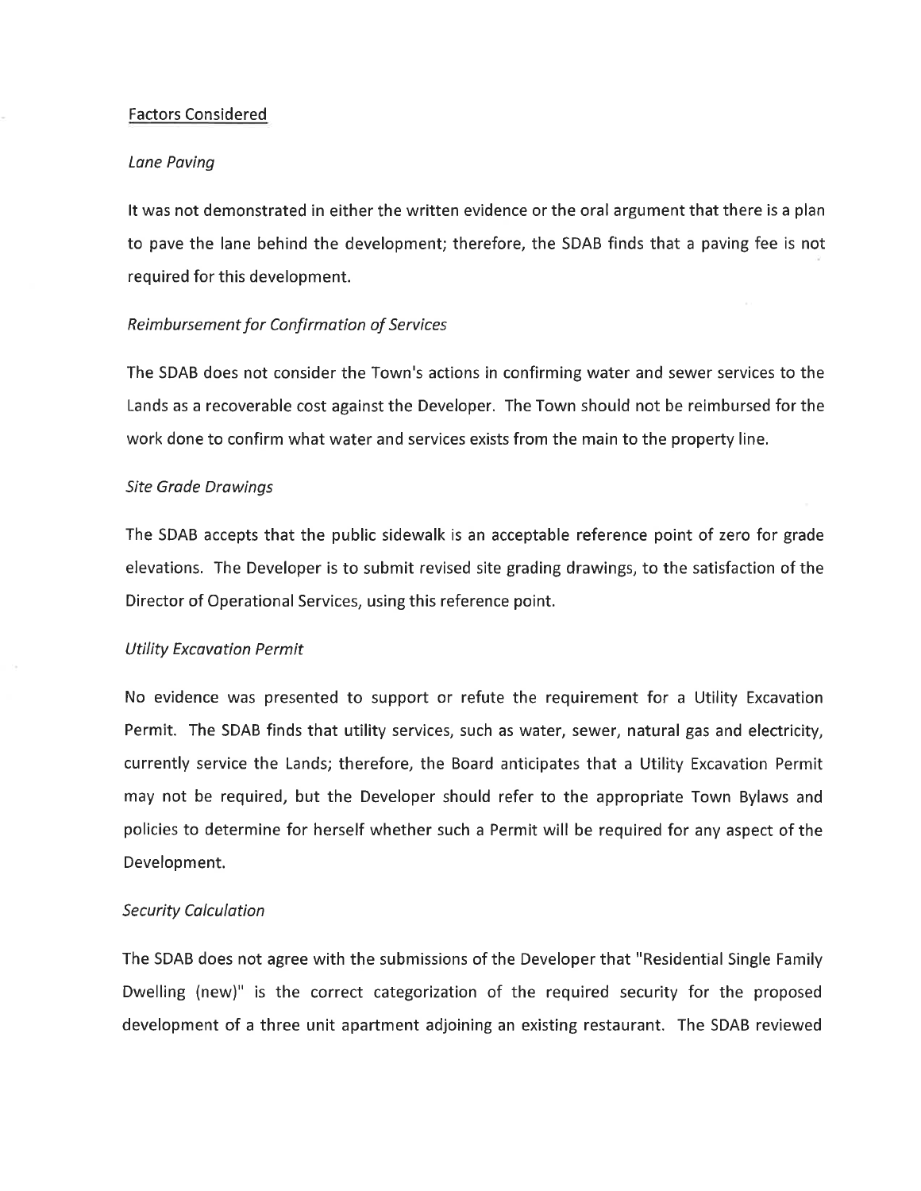## Factors Considered

### *Lane Paving*

It was not demonstrated in either the written evidence or the oral argument that there is a plan to pave the lane behind the development; therefore, the SDAB finds that a paving fee is not required for this development.

### *Reimbursement for Confirmation of Services*

The SDAB does not consider the Town's actions in confirming water and sewer services to the Lands as a recoverable cost against the Developer. The Town should not be reimbursed for the work done to confirm what water and services exists from the main to the property line.

### *Site Grade Drawings*

The SDAB accepts that the public sidewalk is an acceptable reference point of zero for grade elevations. The Developer is to submit revised site grading drawings, to the satisfaction of the Director of Operational Services, using this reference point.

### *Utility Excavation Permit*

No evidence was presented to support or refute the requirement for a Utility Excavation Permit. The SDAB finds that utility services, such as water, sewer, natural gas and electricity, currently service the Lands; therefore, the Board anticipates that a Utility Excavation Permit may not be required, but the Developer should refer to the appropriate Town Bylaws and policies to determine for herself whether such a Permit will be required for any aspect of the Development.

### *Security Calculation*

The SDAB does not agree with the submissions of the Developer that "Residential Single Family Dwelling (new)" is the correct categorization of the required security for the proposed development of a three unit apartment adjoining an existing restaurant. The SDAB reviewed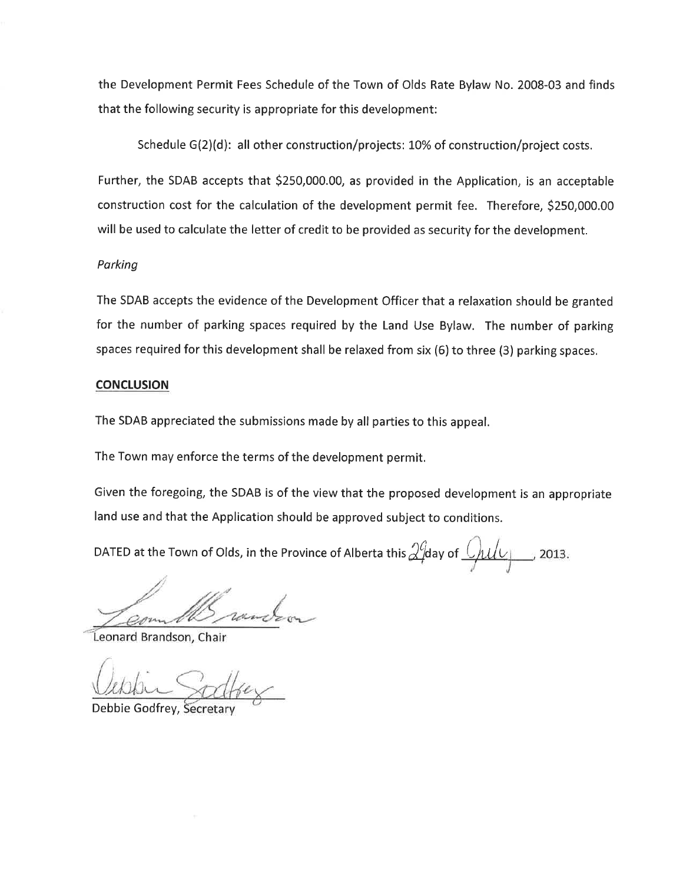the Development Permit Fees Schedule of the Town of Olds Rate Bylaw No. 2008-03 and finds that the following security is appropriate for this development:

Schedule G(2)(d): all other construction/projects: 10% of construction/project costs.

Further, the SDAB accepts that $250,000.00, as provided in the Application, is an acceptable construction cost for the calculation of the development permit fee. Therefore, $250,000.00 will be used to calculate the letter of credit to be provided as security for the development.

*Parking*

The SDAB accepts the evidence of the Development Officer that a relaxation should be granted for the number of parking spaces required by the Land Use Bylaw. The number of parking spaces required for this development shall be relaxed from six (6) to three (3) parking spaces.

**CONCLUSION**

The SDAB appreciated the submissions made by all parties to this appeal.

The Town may enforce the terms of the development permit.

Given the foregoing, the SDAB is of the view that the proposed development is an appropriate land use and that the Application should be approved subject to conditions.

DATED at the Town of Olds, in the Province of Alberta this 29 day of July, 2013.

Leonard Brandson, Chair

Debbie Godfrey, Secretary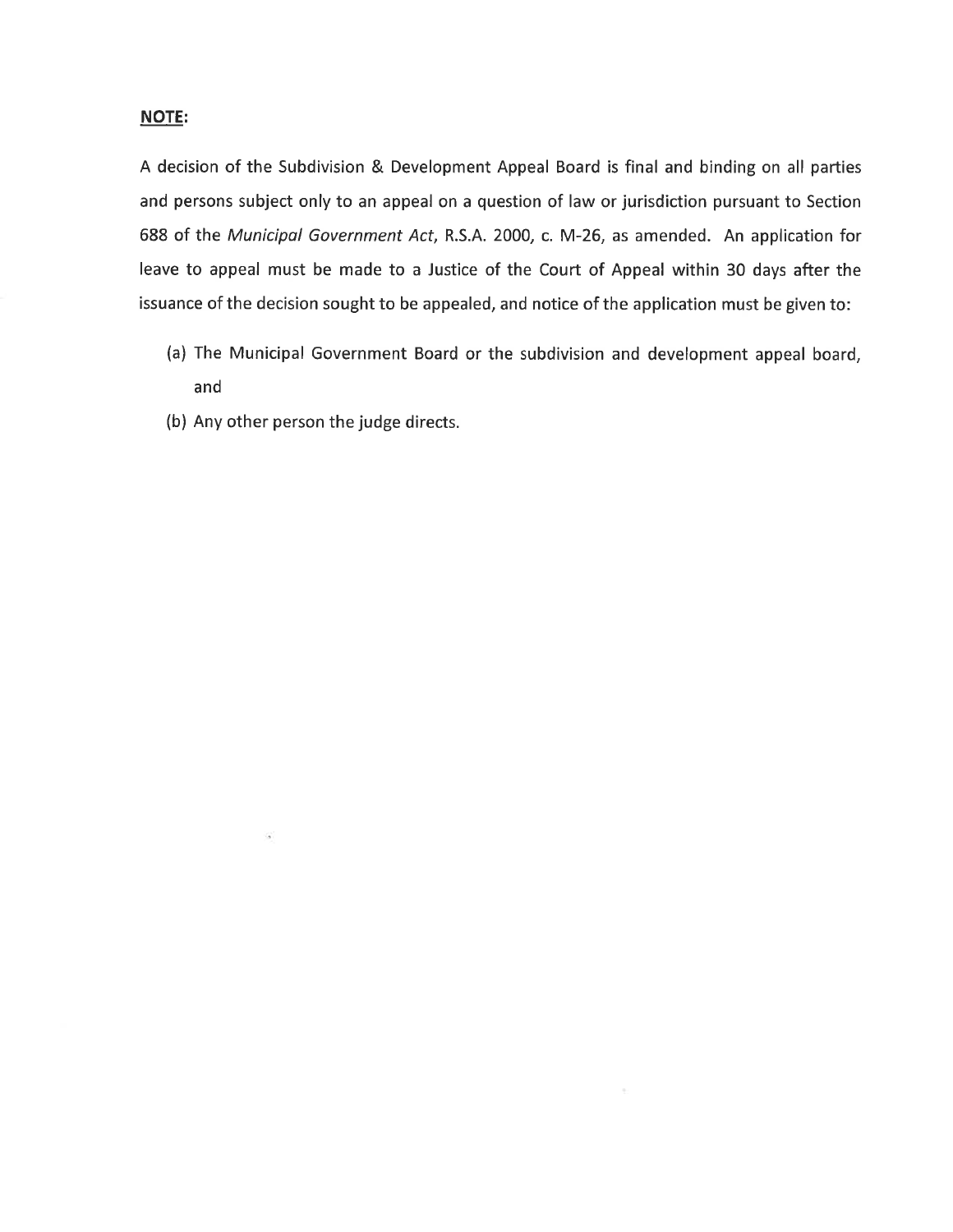**NOTE:**

A decision of the Subdivision & Development Appeal Board is final and binding on all parties and persons subject only to an appeal on a question of law or jurisdiction pursuant to Section 688 of the *Municipal Government Act*, R.S.A. 2000, c. M-26, as amended. An application for leave to appeal must be made to a Justice of the Court of Appeal within 30 days after the issuance of the decision sought to be appealed, and notice of the application must be given to:

(a) The Municipal Government Board or the subdivision and development appeal board, and

(b) Any other person the judge directs.